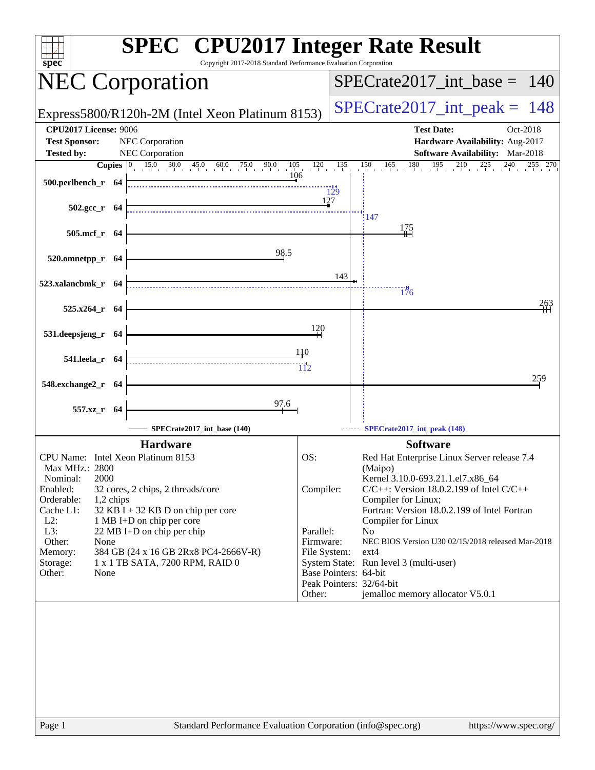# SPEC CPU2017 Integer Rate Result

Copyright 2017-2018 Standard Performance Evaluation Corporation

## NEC Corporation

Express5800/R120h-2M (Intel Xeon Platinum 8153)

**SPECrate2017_int_base = 140**

**SPECrate2017_int_peak = 148**

| | | | |
|---|---|---|---|
| **CPU2017 License:** | 9006 | **Test Date:** | Oct-2018 |
| **Test Sponsor:** | NEC Corporation | **Hardware Availability:** | Aug-2017 |
| **Tested by:** | NEC Corporation | **Software Availability:** | Mar-2018 |

| Benchmark | Copies | Base | Peak |
|---|---|---|---|
| 500.perlbench_r | 64 | 106 | 129 |
| 502.gcc_r | 64 | 127 | 147 |
| 505.mcf_r | 64 | 175 | |
| 520.omnetpp_r | 64 | 98.5 | |
| 523.xalancbmk_r | 64 | 143 | 176 |
| 525.x264_r | 64 | 263 | |
| 531.deepsjeng_r | 64 | 120 | |
| 541.leela_r | 64 | 110 | 112 |
| 548.exchange2_r | 64 | 259 | |
| 557.xz_r | 64 | 97.6 | |

SPECrate2017_int_base (140) — SPECrate2017_int_peak (148)

### Hardware

| | |
|---|---|
| CPU Name: | Intel Xeon Platinum 8153 |
| Max MHz.: | 2800 |
| Nominal: | 2000 |
| Enabled: | 32 cores, 2 chips, 2 threads/core |
| Orderable: | 1,2 chips |
| Cache L1: | 32 KB I + 32 KB D on chip per core |
| L2: | 1 MB I+D on chip per core |
| L3: | 22 MB I+D on chip per chip |
| Other: | None |
| Memory: | 384 GB (24 x 16 GB 2Rx8 PC4-2666V-R) |
| Storage: | 1 x 1 TB SATA, 7200 RPM, RAID 0 |
| Other: | None |

### Software

| | |
|---|---|
| OS: | Red Hat Enterprise Linux Server release 7.4 (Maipo) Kernel 3.10.0-693.21.1.el7.x86_64 |
| Compiler: | C/C++: Version 18.0.2.199 of Intel C/C++ Compiler for Linux; Fortran: Version 18.0.2.199 of Intel Fortran Compiler for Linux |
| Parallel: | No |
| Firmware: | NEC BIOS Version U30 02/15/2018 released Mar-2018 |
| File System: | ext4 |
| System State: | Run level 3 (multi-user) |
| Base Pointers: | 64-bit |
| Peak Pointers: | 32/64-bit |
| Other: | jemalloc memory allocator V5.0.1 |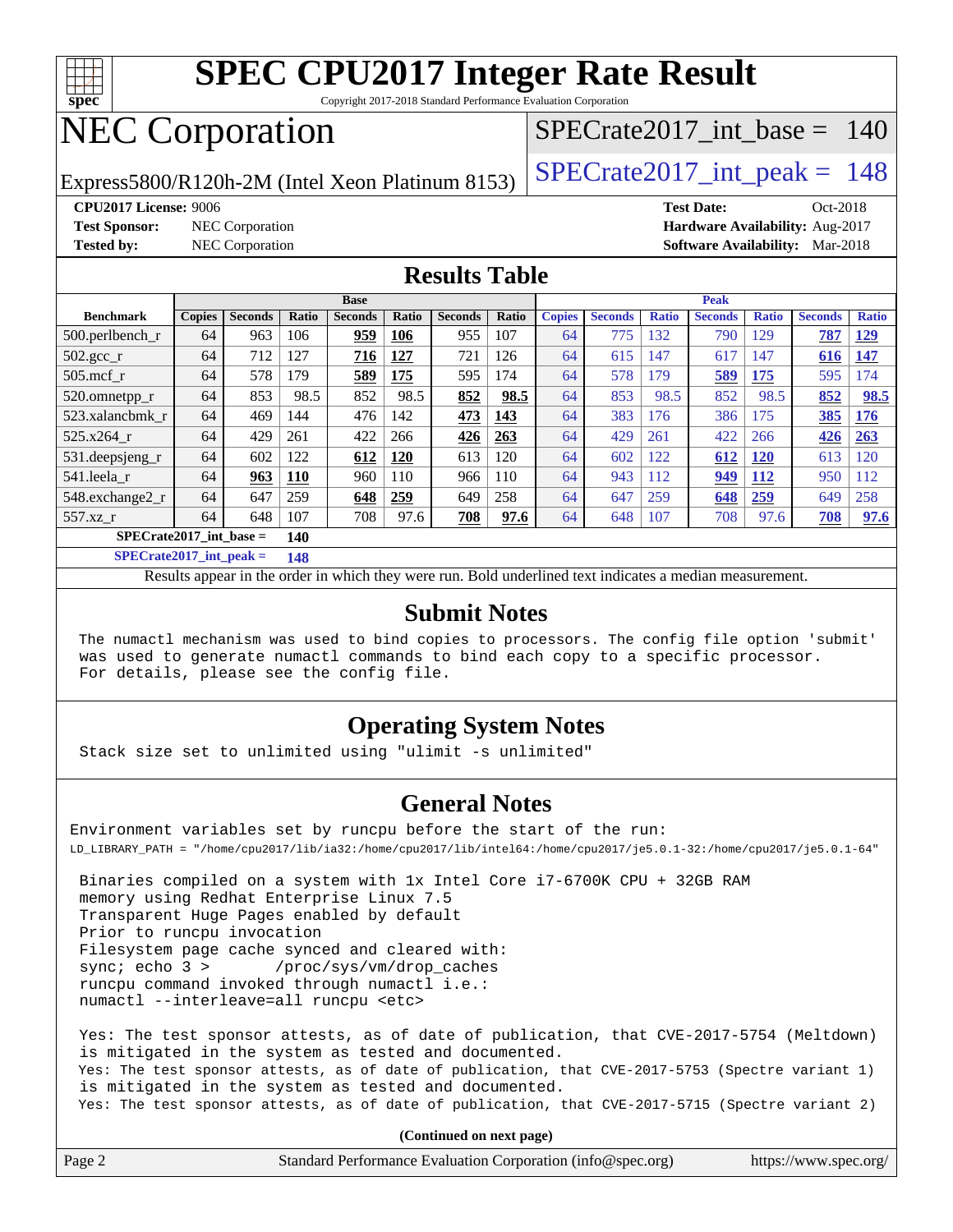# SPEC CPU2017 Integer Rate Result

Copyright 2017-2018 Standard Performance Evaluation Corporation

# NEC Corporation

Express5800/R120h-2M (Intel Xeon Platinum 8153)

SPECrate2017_int_base = 140

SPECrate2017_int_peak = 148

**CPU2017 License:** 9006
**Test Sponsor:** NEC Corporation
**Tested by:** NEC Corporation

**Test Date:** Oct-2018
**Hardware Availability:** Aug-2017
**Software Availability:** Mar-2018

## Results Table

| Benchmark | Base | | | | | | | Peak | | | | | | |
|---|---|---|---|---|---|---|---|---|---|---|---|---|---|---|
| | Copies | Seconds | Ratio | Seconds | Ratio | Seconds | Ratio | Copies | Seconds | Ratio | Seconds | Ratio | Seconds | Ratio |
| 500.perlbench_r | 64 | 963 | 106 | **959** | **106** | 955 | 107 | 64 | 775 | 132 | 790 | 129 | **787** | **129** |
| 502.gcc_r | 64 | 712 | 127 | **716** | **127** | 721 | 126 | 64 | 615 | 147 | 617 | 147 | **616** | **147** |
| 505.mcf_r | 64 | 578 | 179 | **589** | **175** | 595 | 174 | 64 | 578 | 179 | **589** | **175** | 595 | 174 |
| 520.omnetpp_r | 64 | 853 | 98.5 | 852 | 98.5 | **852** | **98.5** | 64 | 853 | 98.5 | 852 | 98.5 | **852** | **98.5** |
| 523.xalancbmk_r | 64 | 469 | 144 | 476 | 142 | **473** | **143** | 64 | 383 | 176 | 386 | 175 | **385** | **176** |
| 525.x264_r | 64 | 429 | 261 | 422 | 266 | **426** | **263** | 64 | 429 | 261 | 422 | 266 | **426** | **263** |
| 531.deepsjeng_r | 64 | 602 | 122 | **612** | **120** | 613 | 120 | 64 | 602 | 122 | **612** | **120** | 613 | 120 |
| 541.leela_r | 64 | **963** | **110** | 960 | 110 | 966 | 110 | 64 | 943 | 112 | **949** | **112** | 950 | 112 |
| 548.exchange2_r | 64 | 647 | 259 | **648** | **259** | 649 | 258 | 64 | 647 | 259 | **648** | **259** | 649 | 258 |
| 557.xz_r | 64 | 648 | 107 | 708 | 97.6 | **708** | **97.6** | 64 | 648 | 107 | 708 | 97.6 | **708** | **97.6** |

**SPECrate2017_int_base = 140**

**SPECrate2017_int_peak = 148**

Results appear in the order in which they were run. Bold underlined text indicates a median measurement.

## Submit Notes

The numactl mechanism was used to bind copies to processors. The config file option 'submit' was used to generate numactl commands to bind each copy to a specific processor. For details, please see the config file.

## Operating System Notes

Stack size set to unlimited using "ulimit -s unlimited"

## General Notes

Environment variables set by runcpu before the start of the run:
LD_LIBRARY_PATH = "/home/cpu2017/lib/ia32:/home/cpu2017/lib/intel64:/home/cpu2017/je5.0.1-32:/home/cpu2017/je5.0.1-64"

Binaries compiled on a system with 1x Intel Core i7-6700K CPU + 32GB RAM memory using Redhat Enterprise Linux 7.5
Transparent Huge Pages enabled by default
Prior to runcpu invocation
Filesystem page cache synced and cleared with:
sync; echo 3 > /proc/sys/vm/drop_caches
runcpu command invoked through numactl i.e.:
numactl --interleave=all runcpu <etc>

Yes: The test sponsor attests, as of date of publication, that CVE-2017-5754 (Meltdown) is mitigated in the system as tested and documented.
Yes: The test sponsor attests, as of date of publication, that CVE-2017-5753 (Spectre variant 1) is mitigated in the system as tested and documented.
Yes: The test sponsor attests, as of date of publication, that CVE-2017-5715 (Spectre variant 2)

**(Continued on next page)**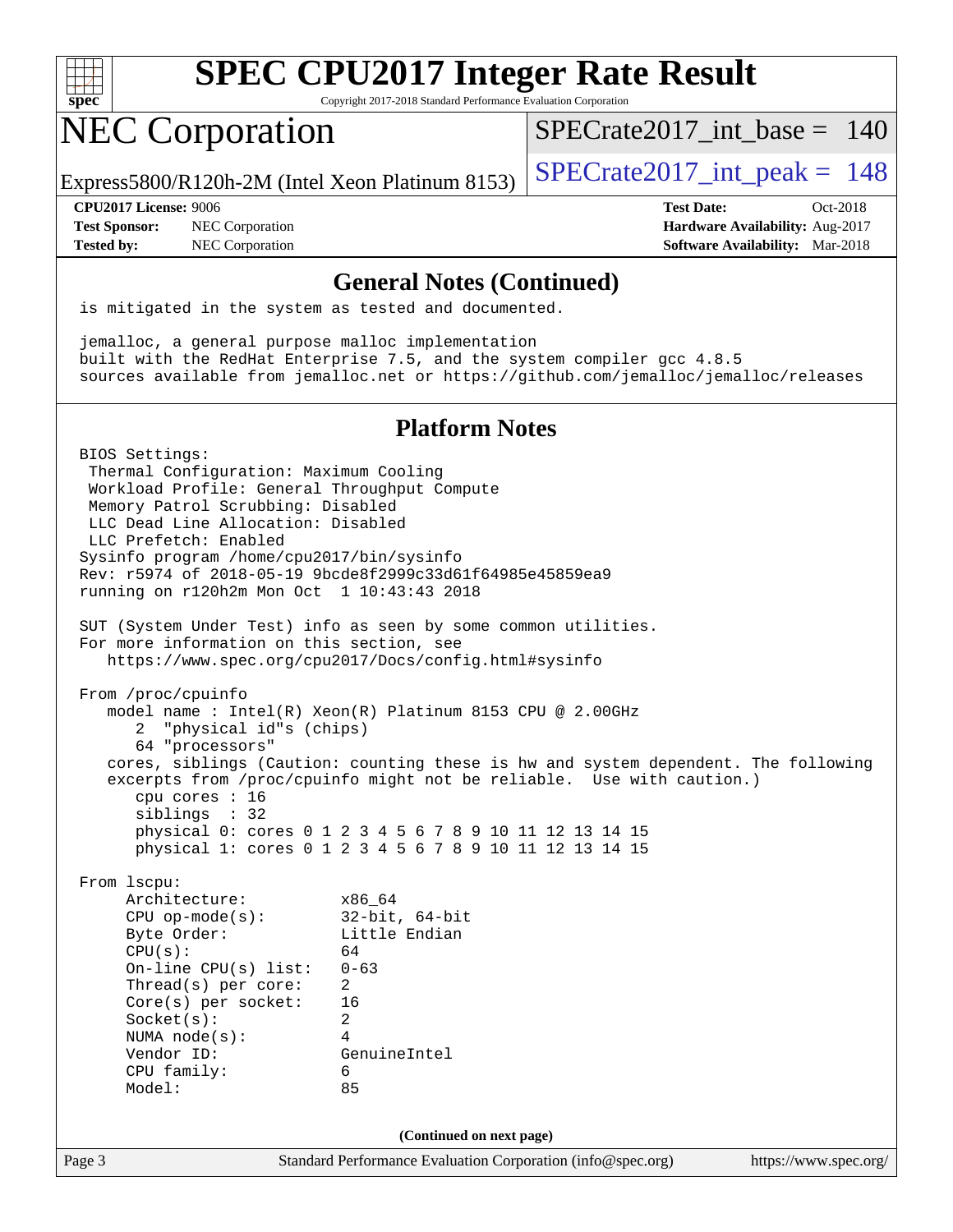# SPEC CPU2017 Integer Rate Result

Copyright 2017-2018 Standard Performance Evaluation Corporation

## NEC Corporation

Express5800/R120h-2M (Intel Xeon Platinum 8153)

SPECrate2017_int_base = 140

SPECrate2017_int_peak = 148

**CPU2017 License:** 9006
**Test Sponsor:** NEC Corporation
**Tested by:** NEC Corporation

**Test Date:** Oct-2018
**Hardware Availability:** Aug-2017
**Software Availability:** Mar-2018

### General Notes (Continued)

```
is mitigated in the system as tested and documented.

jemalloc, a general purpose malloc implementation
built with the RedHat Enterprise 7.5, and the system compiler gcc 4.8.5
sources available from jemalloc.net or https://github.com/jemalloc/jemalloc/releases
```

### Platform Notes

```
BIOS Settings:
 Thermal Configuration: Maximum Cooling
 Workload Profile: General Throughput Compute
 Memory Patrol Scrubbing: Disabled
 LLC Dead Line Allocation: Disabled
 LLC Prefetch: Enabled
Sysinfo program /home/cpu2017/bin/sysinfo
Rev: r5974 of 2018-05-19 9bcde8f2999c33d61f64985e45859ea9
running on r120h2m Mon Oct  1 10:43:43 2018

SUT (System Under Test) info as seen by some common utilities.
For more information on this section, see
   https://www.spec.org/cpu2017/Docs/config.html#sysinfo

From /proc/cpuinfo
   model name : Intel(R) Xeon(R) Platinum 8153 CPU @ 2.00GHz
      2  "physical id"s (chips)
      64 "processors"
   cores, siblings (Caution: counting these is hw and system dependent. The following
   excerpts from /proc/cpuinfo might not be reliable.  Use with caution.)
      cpu cores : 16
      siblings  : 32
      physical 0: cores 0 1 2 3 4 5 6 7 8 9 10 11 12 13 14 15
      physical 1: cores 0 1 2 3 4 5 6 7 8 9 10 11 12 13 14 15

From lscpu:
     Architecture:          x86_64
     CPU op-mode(s):        32-bit, 64-bit
     Byte Order:            Little Endian
     CPU(s):                64
     On-line CPU(s) list:   0-63
     Thread(s) per core:    2
     Core(s) per socket:    16
     Socket(s):             2
     NUMA node(s):          4
     Vendor ID:             GenuineIntel
     CPU family:            6
     Model:                 85
```

**(Continued on next page)**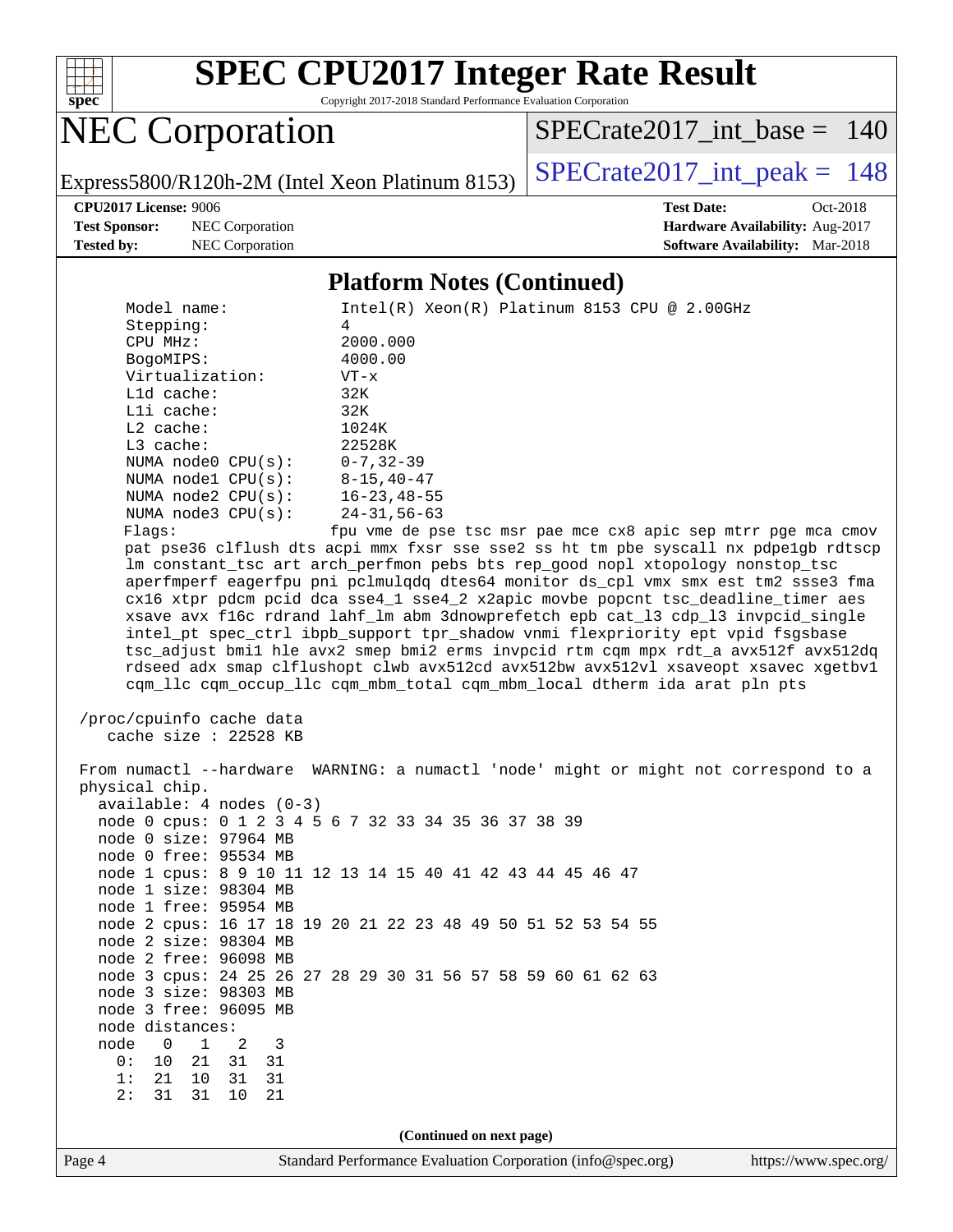## Platform Notes (Continued)

```
    Model name:            Intel(R) Xeon(R) Platinum 8153 CPU @ 2.00GHz
    Stepping:              4
    CPU MHz:               2000.000
    BogoMIPS:              4000.00
    Virtualization:        VT-x
    L1d cache:             32K
    L1i cache:             32K
    L2 cache:              1024K
    L3 cache:              22528K
    NUMA node0 CPU(s):     0-7,32-39
    NUMA node1 CPU(s):     8-15,40-47
    NUMA node2 CPU(s):     16-23,48-55
    NUMA node3 CPU(s):     24-31,56-63
    Flags:                 fpu vme de pse tsc msr pae mce cx8 apic sep mtrr pge mca cmov
    pat pse36 clflush dts acpi mmx fxsr sse sse2 ss ht tm pbe syscall nx pdpe1gb rdtscp
    lm constant_tsc art arch_perfmon pebs bts rep_good nopl xtopology nonstop_tsc
    aperfmperf eagerfpu pni pclmulqdq dtes64 monitor ds_cpl vmx smx est tm2 ssse3 fma
    cx16 xtpr pdcm pcid dca sse4_1 sse4_2 x2apic movbe popcnt tsc_deadline_timer aes
    xsave avx f16c rdrand lahf_lm abm 3dnowprefetch epb cat_l3 cdp_l3 invpcid_single
    intel_pt spec_ctrl ibpb_support tpr_shadow vnmi flexpriority ept vpid fsgsbase
    tsc_adjust bmi1 hle avx2 smep bmi2 erms invpcid rtm cqm mpx rdt_a avx512f avx512dq
    rdseed adx smap clflushopt clwb avx512cd avx512bw avx512vl xsaveopt xsavec xgetbv1
    cqm_llc cqm_occup_llc cqm_mbm_total cqm_mbm_local dtherm ida arat pln pts

 /proc/cpuinfo cache data
    cache size : 22528 KB

 From numactl --hardware  WARNING: a numactl 'node' might or might not correspond to a
 physical chip.
   available: 4 nodes (0-3)
   node 0 cpus: 0 1 2 3 4 5 6 7 32 33 34 35 36 37 38 39
   node 0 size: 97964 MB
   node 0 free: 95534 MB
   node 1 cpus: 8 9 10 11 12 13 14 15 40 41 42 43 44 45 46 47
   node 1 size: 98304 MB
   node 1 free: 95954 MB
   node 2 cpus: 16 17 18 19 20 21 22 23 48 49 50 51 52 53 54 55
   node 2 size: 98304 MB
   node 2 free: 96098 MB
   node 3 cpus: 24 25 26 27 28 29 30 31 56 57 58 59 60 61 62 63
   node 3 size: 98303 MB
   node 3 free: 96095 MB
   node distances:
   node   0   1   2   3
     0:  10  21  31  31
     1:  21  10  31  31
     2:  31  31  10  21
```

(Continued on next page)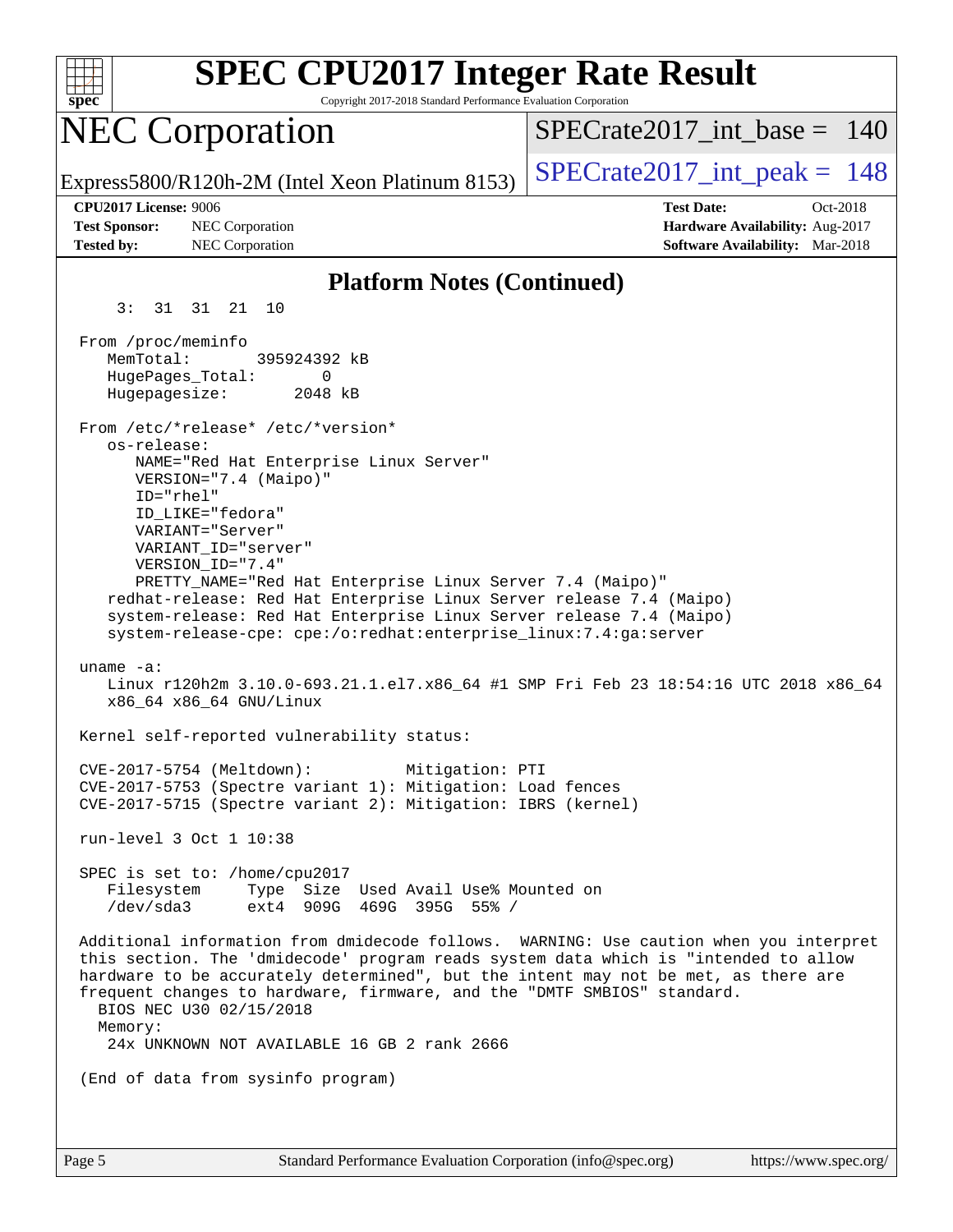# SPEC CPU2017 Integer Rate Result

Copyright 2017-2018 Standard Performance Evaluation Corporation

## NEC Corporation

Express5800/R120h-2M (Intel Xeon Platinum 8153)

SPECrate2017_int_base = 140

SPECrate2017_int_peak = 148

**CPU2017 License:** 9006
**Test Sponsor:** NEC Corporation
**Tested by:** NEC Corporation

**Test Date:** Oct-2018
**Hardware Availability:** Aug-2017
**Software Availability:** Mar-2018

### Platform Notes (Continued)

```
     3:  31  31  21  10

 From /proc/meminfo
    MemTotal:       395924392 kB
    HugePages_Total:       0
    Hugepagesize:       2048 kB

 From /etc/*release* /etc/*version*
    os-release:
       NAME="Red Hat Enterprise Linux Server"
       VERSION="7.4 (Maipo)"
       ID="rhel"
       ID_LIKE="fedora"
       VARIANT="Server"
       VARIANT_ID="server"
       VERSION_ID="7.4"
       PRETTY_NAME="Red Hat Enterprise Linux Server 7.4 (Maipo)"
    redhat-release: Red Hat Enterprise Linux Server release 7.4 (Maipo)
    system-release: Red Hat Enterprise Linux Server release 7.4 (Maipo)
    system-release-cpe: cpe:/o:redhat:enterprise_linux:7.4:ga:server

 uname -a:
    Linux r120h2m 3.10.0-693.21.1.el7.x86_64 #1 SMP Fri Feb 23 18:54:16 UTC 2018 x86_64
    x86_64 x86_64 GNU/Linux

 Kernel self-reported vulnerability status:

 CVE-2017-5754 (Meltdown):          Mitigation: PTI
 CVE-2017-5753 (Spectre variant 1): Mitigation: Load fences
 CVE-2017-5715 (Spectre variant 2): Mitigation: IBRS (kernel)

 run-level 3 Oct 1 10:38

 SPEC is set to: /home/cpu2017
    Filesystem     Type  Size  Used Avail Use% Mounted on
    /dev/sda3      ext4  909G  469G  395G  55% /

 Additional information from dmidecode follows.  WARNING: Use caution when you interpret
 this section. The 'dmidecode' program reads system data which is "intended to allow
 hardware to be accurately determined", but the intent may not be met, as there are
 frequent changes to hardware, firmware, and the "DMTF SMBIOS" standard.
   BIOS NEC U30 02/15/2018
   Memory:
    24x UNKNOWN NOT AVAILABLE 16 GB 2 rank 2666

 (End of data from sysinfo program)
```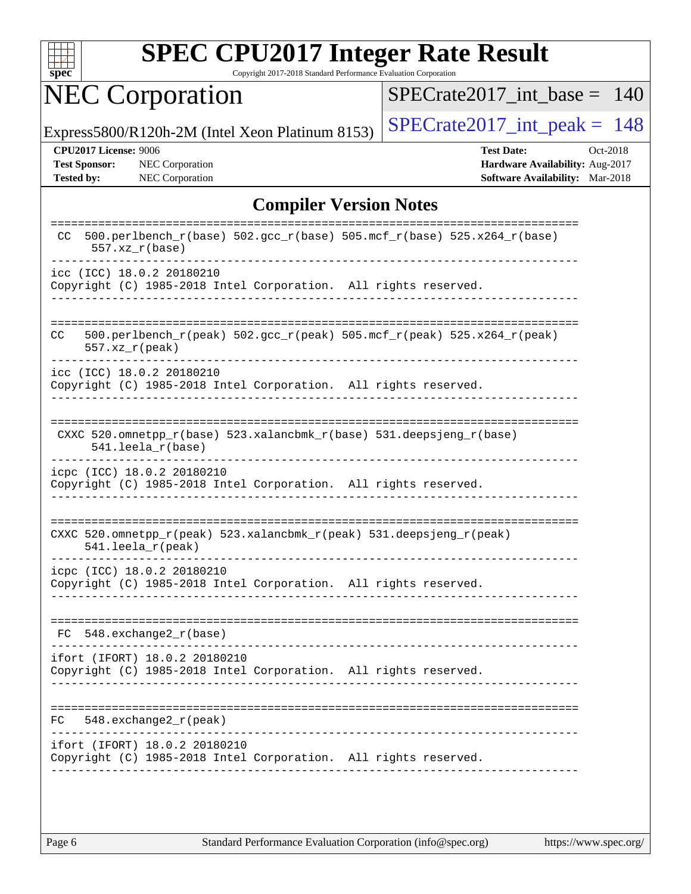# SPEC CPU2017 Integer Rate Result

Copyright 2017-2018 Standard Performance Evaluation Corporation

## NEC Corporation

Express5800/R120h-2M (Intel Xeon Platinum 8153)

SPECrate2017_int_base = 140

SPECrate2017_int_peak = 148

**CPU2017 License:** 9006
**Test Sponsor:** NEC Corporation
**Tested by:** NEC Corporation

**Test Date:** Oct-2018
**Hardware Availability:** Aug-2017
**Software Availability:** Mar-2018

### Compiler Version Notes

```
==============================================================================
 CC  500.perlbench_r(base) 502.gcc_r(base) 505.mcf_r(base) 525.x264_r(base)
      557.xz_r(base)
------------------------------------------------------------------------------
icc (ICC) 18.0.2 20180210
Copyright (C) 1985-2018 Intel Corporation.  All rights reserved.
------------------------------------------------------------------------------

==============================================================================
CC   500.perlbench_r(peak) 502.gcc_r(peak) 505.mcf_r(peak) 525.x264_r(peak)
     557.xz_r(peak)
------------------------------------------------------------------------------
icc (ICC) 18.0.2 20180210
Copyright (C) 1985-2018 Intel Corporation.  All rights reserved.
------------------------------------------------------------------------------

==============================================================================
 CXXC 520.omnetpp_r(base) 523.xalancbmk_r(base) 531.deepsjeng_r(base)
      541.leela_r(base)
------------------------------------------------------------------------------
icpc (ICC) 18.0.2 20180210
Copyright (C) 1985-2018 Intel Corporation.  All rights reserved.
------------------------------------------------------------------------------

==============================================================================
CXXC 520.omnetpp_r(peak) 523.xalancbmk_r(peak) 531.deepsjeng_r(peak)
     541.leela_r(peak)
------------------------------------------------------------------------------
icpc (ICC) 18.0.2 20180210
Copyright (C) 1985-2018 Intel Corporation.  All rights reserved.
------------------------------------------------------------------------------

==============================================================================
 FC  548.exchange2_r(base)
------------------------------------------------------------------------------
ifort (IFORT) 18.0.2 20180210
Copyright (C) 1985-2018 Intel Corporation.  All rights reserved.
------------------------------------------------------------------------------

==============================================================================
FC   548.exchange2_r(peak)
------------------------------------------------------------------------------
ifort (IFORT) 18.0.2 20180210
Copyright (C) 1985-2018 Intel Corporation.  All rights reserved.
------------------------------------------------------------------------------
```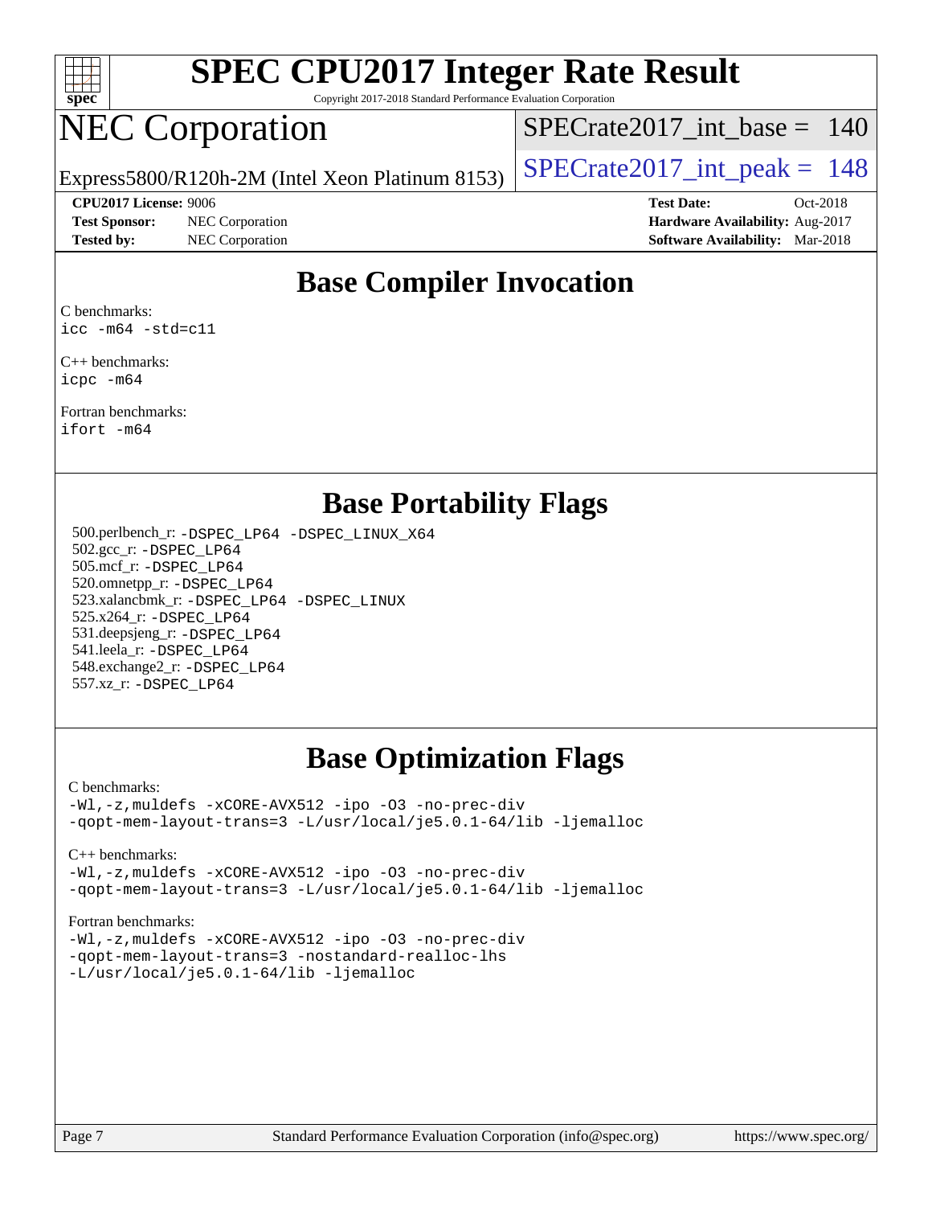# SPEC CPU2017 Integer Rate Result

Copyright 2017-2018 Standard Performance Evaluation Corporation

# NEC Corporation

Express5800/R120h-2M (Intel Xeon Platinum 8153)

SPECrate2017_int_base = 140

SPECrate2017_int_peak = 148

**CPU2017 License:** 9006
**Test Sponsor:** NEC Corporation
**Tested by:** NEC Corporation

**Test Date:** Oct-2018
**Hardware Availability:** Aug-2017
**Software Availability:** Mar-2018

## Base Compiler Invocation

C benchmarks:
`icc -m64 -std=c11`

C++ benchmarks:
`icpc -m64`

Fortran benchmarks:
`ifort -m64`

## Base Portability Flags

500.perlbench_r: `-DSPEC_LP64 -DSPEC_LINUX_X64`
502.gcc_r: `-DSPEC_LP64`
505.mcf_r: `-DSPEC_LP64`
520.omnetpp_r: `-DSPEC_LP64`
523.xalancbmk_r: `-DSPEC_LP64 -DSPEC_LINUX`
525.x264_r: `-DSPEC_LP64`
531.deepsjeng_r: `-DSPEC_LP64`
541.leela_r: `-DSPEC_LP64`
548.exchange2_r: `-DSPEC_LP64`
557.xz_r: `-DSPEC_LP64`

## Base Optimization Flags

C benchmarks:
```
-Wl,-z,muldefs -xCORE-AVX512 -ipo -O3 -no-prec-div
-qopt-mem-layout-trans=3 -L/usr/local/je5.0.1-64/lib -ljemalloc
```

C++ benchmarks:
```
-Wl,-z,muldefs -xCORE-AVX512 -ipo -O3 -no-prec-div
-qopt-mem-layout-trans=3 -L/usr/local/je5.0.1-64/lib -ljemalloc
```

Fortran benchmarks:
```
-Wl,-z,muldefs -xCORE-AVX512 -ipo -O3 -no-prec-div
-qopt-mem-layout-trans=3 -nostandard-realloc-lhs
-L/usr/local/je5.0.1-64/lib -ljemalloc
```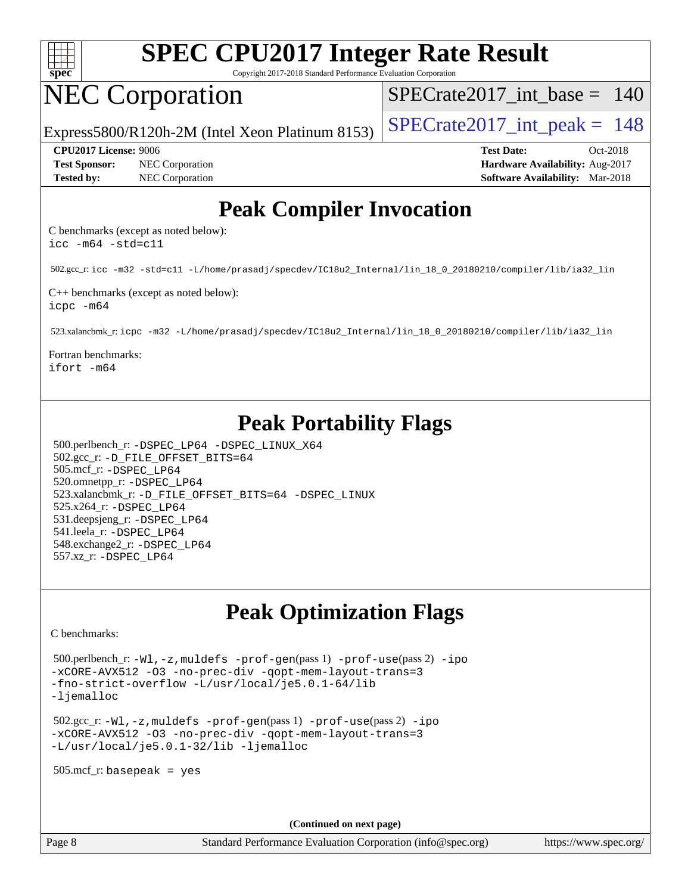# SPEC CPU2017 Integer Rate Result

Copyright 2017-2018 Standard Performance Evaluation Corporation

## NEC Corporation

Express5800/R120h-2M (Intel Xeon Platinum 8153)

SPECrate2017_int_base = 140

SPECrate2017_int_peak = 148

**CPU2017 License:** 9006
**Test Sponsor:** NEC Corporation
**Tested by:** NEC Corporation

**Test Date:** Oct-2018
**Hardware Availability:** Aug-2017
**Software Availability:** Mar-2018

## Peak Compiler Invocation

C benchmarks (except as noted below):
`icc -m64 -std=c11`

502.gcc_r: `icc -m32 -std=c11 -L/home/prasadj/specdev/IC18u2_Internal/lin_18_0_20180210/compiler/lib/ia32_lin`

C++ benchmarks (except as noted below):
`icpc -m64`

523.xalancbmk_r: `icpc -m32 -L/home/prasadj/specdev/IC18u2_Internal/lin_18_0_20180210/compiler/lib/ia32_lin`

Fortran benchmarks:
`ifort -m64`

## Peak Portability Flags

500.perlbench_r: `-DSPEC_LP64 -DSPEC_LINUX_X64`
502.gcc_r: `-D_FILE_OFFSET_BITS=64`
505.mcf_r: `-DSPEC_LP64`
520.omnetpp_r: `-DSPEC_LP64`
523.xalancbmk_r: `-D_FILE_OFFSET_BITS=64 -DSPEC_LINUX`
525.x264_r: `-DSPEC_LP64`
531.deepsjeng_r: `-DSPEC_LP64`
541.leela_r: `-DSPEC_LP64`
548.exchange2_r: `-DSPEC_LP64`
557.xz_r: `-DSPEC_LP64`

## Peak Optimization Flags

C benchmarks:

500.perlbench_r: `-Wl,-z,muldefs -prof-gen`(pass 1) `-prof-use`(pass 2) `-ipo -xCORE-AVX512 -O3 -no-prec-div -qopt-mem-layout-trans=3 -fno-strict-overflow -L/usr/local/je5.0.1-64/lib -ljemalloc`

502.gcc_r: `-Wl,-z,muldefs -prof-gen`(pass 1) `-prof-use`(pass 2) `-ipo -xCORE-AVX512 -O3 -no-prec-div -qopt-mem-layout-trans=3 -L/usr/local/je5.0.1-32/lib -ljemalloc`

505.mcf_r: `basepeak = yes`

**(Continued on next page)**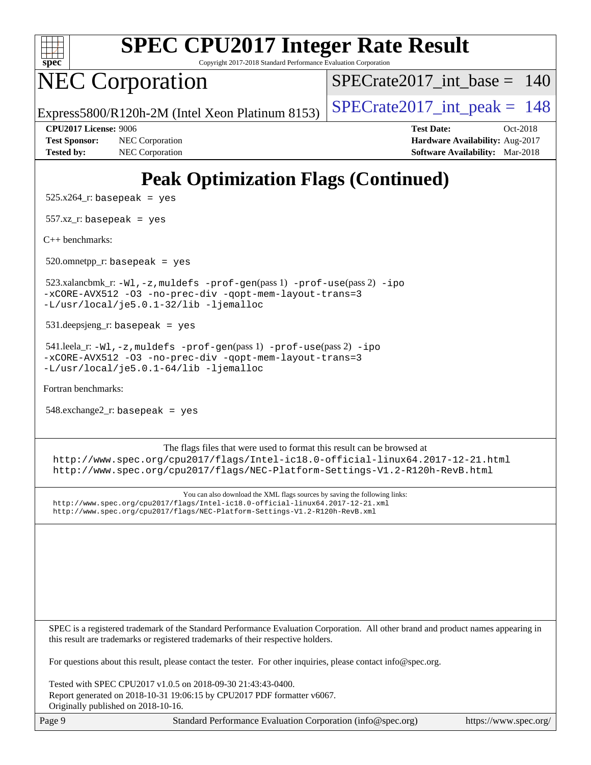# Peak Optimization Flags (Continued)

525.x264_r: basepeak = yes

557.xz_r: basepeak = yes

C++ benchmarks:

520.omnetpp_r: basepeak = yes

523.xalancbmk_r: -Wl,-z,muldefs -prof-gen(pass 1) -prof-use(pass 2) -ipo -xCORE-AVX512 -O3 -no-prec-div -qopt-mem-layout-trans=3 -L/usr/local/je5.0.1-32/lib -ljemalloc

531.deepsjeng_r: basepeak = yes

541.leela_r: -Wl,-z,muldefs -prof-gen(pass 1) -prof-use(pass 2) -ipo -xCORE-AVX512 -O3 -no-prec-div -qopt-mem-layout-trans=3 -L/usr/local/je5.0.1-64/lib -ljemalloc

Fortran benchmarks:

548.exchange2_r: basepeak = yes

The flags files that were used to format this result can be browsed at
http://www.spec.org/cpu2017/flags/Intel-ic18.0-official-linux64.2017-12-21.html
http://www.spec.org/cpu2017/flags/NEC-Platform-Settings-V1.2-R120h-RevB.html

You can also download the XML flags sources by saving the following links:
http://www.spec.org/cpu2017/flags/Intel-ic18.0-official-linux64.2017-12-21.xml
http://www.spec.org/cpu2017/flags/NEC-Platform-Settings-V1.2-R120h-RevB.xml

SPEC is a registered trademark of the Standard Performance Evaluation Corporation. All other brand and product names appearing in this result are trademarks or registered trademarks of their respective holders.

For questions about this result, please contact the tester. For other inquiries, please contact info@spec.org.

Tested with SPEC CPU2017 v1.0.5 on 2018-09-30 21:43:43-0400.
Report generated on 2018-10-31 19:06:15 by CPU2017 PDF formatter v6067.
Originally published on 2018-10-16.